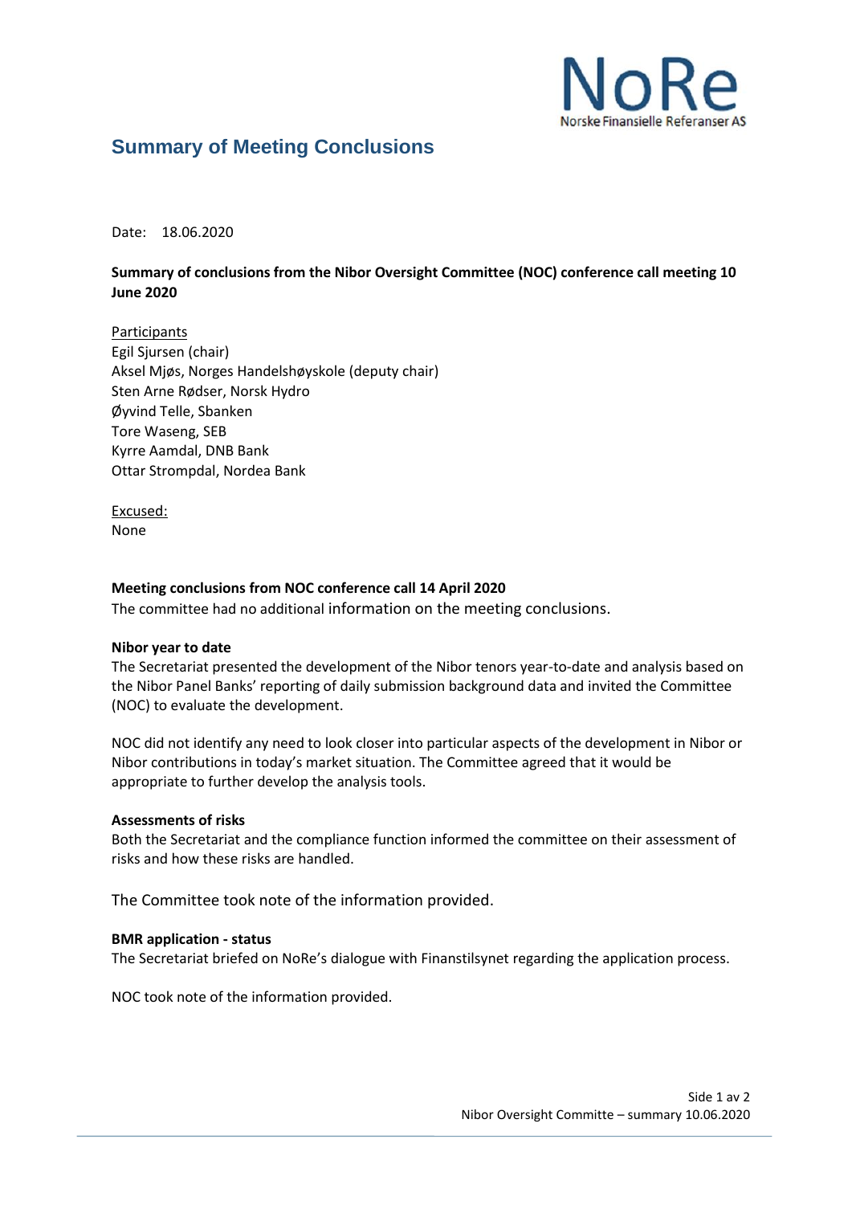NoRe
Norske Finansielle Referanser AS

# Summary of Meeting Conclusions

Date: 18.06.2020

**Summary of conclusions from the Nibor Oversight Committee (NOC) conference call meeting 10 June 2020**

Participants
Egil Sjursen (chair)
Aksel Mjøs, Norges Handelshøyskole (deputy chair)
Sten Arne Rødser, Norsk Hydro
Øyvind Telle, Sbanken
Tore Waseng, SEB
Kyrre Aamdal, DNB Bank
Ottar Strompdal, Nordea Bank

Excused:
None

**Meeting conclusions from NOC conference call 14 April 2020**
The committee had no additional information on the meeting conclusions.

**Nibor year to date**
The Secretariat presented the development of the Nibor tenors year-to-date and analysis based on the Nibor Panel Banks' reporting of daily submission background data and invited the Committee (NOC) to evaluate the development.

NOC did not identify any need to look closer into particular aspects of the development in Nibor or Nibor contributions in today's market situation. The Committee agreed that it would be appropriate to further develop the analysis tools.

**Assessments of risks**
Both the Secretariat and the compliance function informed the committee on their assessment of risks and how these risks are handled.

The Committee took note of the information provided.

**BMR application - status**
The Secretariat briefed on NoRe's dialogue with Finanstilsynet regarding the application process.

NOC took note of the information provided.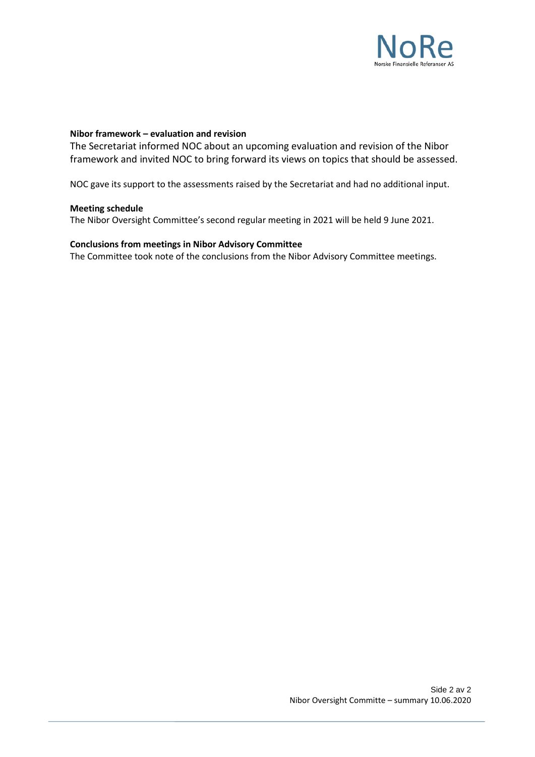**Nibor framework – evaluation and revision**

The Secretariat informed NOC about an upcoming evaluation and revision of the Nibor framework and invited NOC to bring forward its views on topics that should be assessed.

NOC gave its support to the assessments raised by the Secretariat and had no additional input.

**Meeting schedule**

The Nibor Oversight Committee's second regular meeting in 2021 will be held 9 June 2021.

**Conclusions from meetings in Nibor Advisory Committee**

The Committee took note of the conclusions from the Nibor Advisory Committee meetings.